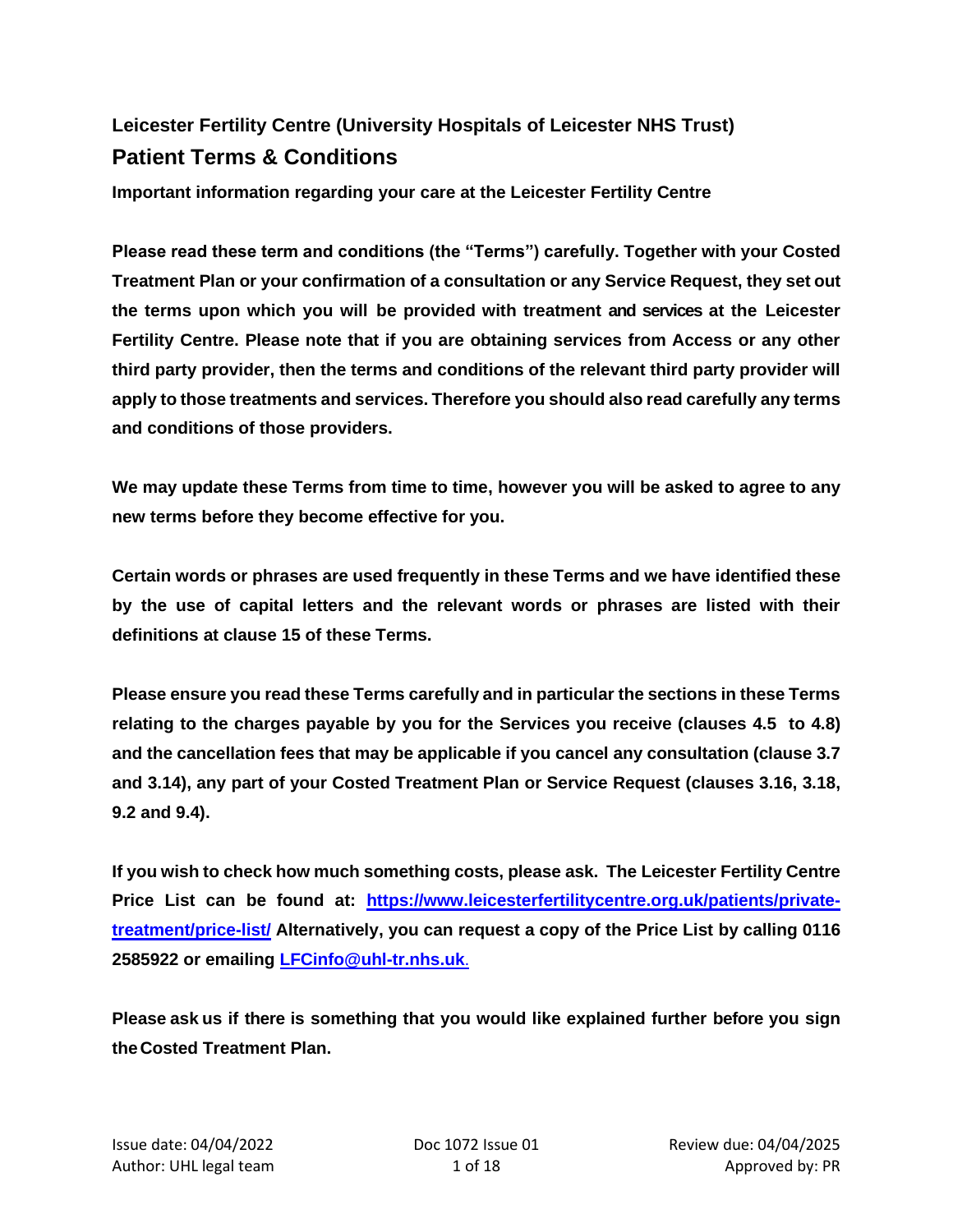## Leicester Fertility Centre (University Hospitals of Leicester NHS Trust)

# Patient Terms & Conditions

**Important information regarding your care at the Leicester Fertility Centre**

**Please read these term and conditions (the "Terms") carefully. Together with your Costed Treatment Plan or your confirmation of a consultation or any Service Request, they set out the terms upon which you will be provided with treatment and services at the Leicester Fertility Centre. Please note that if you are obtaining services from Access or any other third party provider, then the terms and conditions of the relevant third party provider will apply to those treatments and services. Therefore you should also read carefully any terms and conditions of those providers.**

**We may update these Terms from time to time, however you will be asked to agree to any new terms before they become effective for you.**

**Certain words or phrases are used frequently in these Terms and we have identified these by the use of capital letters and the relevant words or phrases are listed with their definitions at clause 15 of these Terms.**

**Please ensure you read these Terms carefully and in particular the sections in these Terms relating to the charges payable by you for the Services you receive (clauses 4.5 to 4.8) and the cancellation fees that may be applicable if you cancel any consultation (clause 3.7 and 3.14), any part of your Costed Treatment Plan or Service Request (clauses 3.16, 3.18, 9.2 and 9.4).**

**If you wish to check how much something costs, please ask. The Leicester Fertility Centre Price List can be found at: [https://www.leicesterfertilitycentre.org.uk/patients/private-treatment/price-list/](https://www.leicesterfertilitycentre.org.uk/patients/private-treatment/price-list/) Alternatively, you can request a copy of the Price List by calling 0116 2585922 or emailing [LFCinfo@uhl-tr.nhs.uk](mailto:LFCinfo@uhl-tr.nhs.uk).**

**Please ask us if there is something that you would like explained further before you sign the Costed Treatment Plan.**

Issue date: 04/04/2022 | Doc 1072 Issue 01 | Review due: 04/04/2025
Author: UHL legal team | Approved by: PR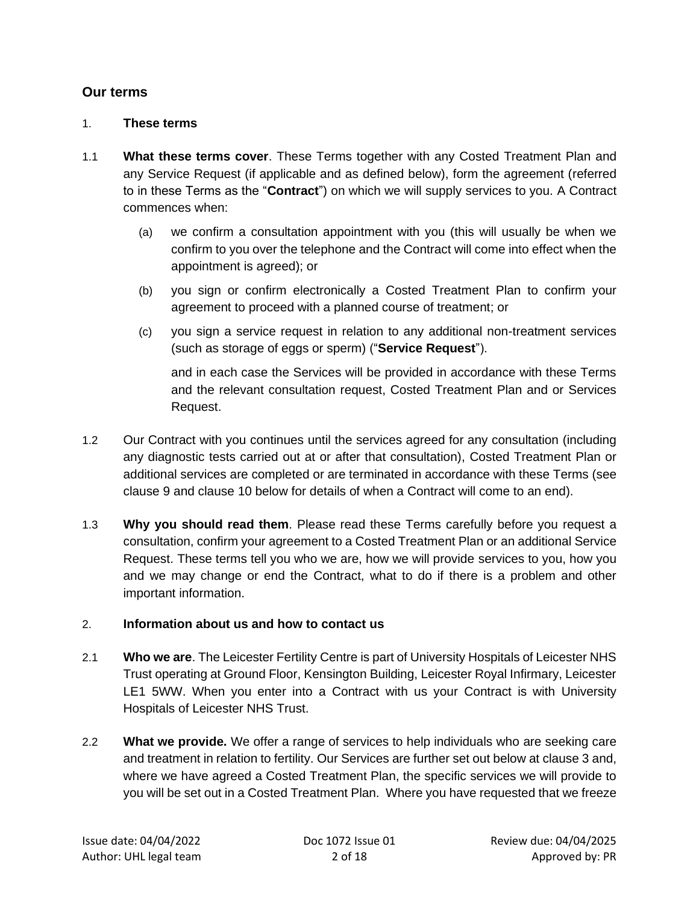## Our terms

1. **These terms**

1.1 **What these terms cover**. These Terms together with any Costed Treatment Plan and any Service Request (if applicable and as defined below), form the agreement (referred to in these Terms as the "**Contract**") on which we will supply services to you. A Contract commences when:

   (a) we confirm a consultation appointment with you (this will usually be when we confirm to you over the telephone and the Contract will come into effect when the appointment is agreed); or

   (b) you sign or confirm electronically a Costed Treatment Plan to confirm your agreement to proceed with a planned course of treatment; or

   (c) you sign a service request in relation to any additional non-treatment services (such as storage of eggs or sperm) ("**Service Request**").

   and in each case the Services will be provided in accordance with these Terms and the relevant consultation request, Costed Treatment Plan and or Services Request.

1.2 Our Contract with you continues until the services agreed for any consultation (including any diagnostic tests carried out at or after that consultation), Costed Treatment Plan or additional services are completed or are terminated in accordance with these Terms (see clause 9 and clause 10 below for details of when a Contract will come to an end).

1.3 **Why you should read them**. Please read these Terms carefully before you request a consultation, confirm your agreement to a Costed Treatment Plan or an additional Service Request. These terms tell you who we are, how we will provide services to you, how you and we may change or end the Contract, what to do if there is a problem and other important information.

2. **Information about us and how to contact us**

2.1 **Who we are**. The Leicester Fertility Centre is part of University Hospitals of Leicester NHS Trust operating at Ground Floor, Kensington Building, Leicester Royal Infirmary, Leicester LE1 5WW. When you enter into a Contract with us your Contract is with University Hospitals of Leicester NHS Trust.

2.2 **What we provide.** We offer a range of services to help individuals who are seeking care and treatment in relation to fertility. Our Services are further set out below at clause 3 and, where we have agreed a Costed Treatment Plan, the specific services we will provide to you will be set out in a Costed Treatment Plan. Where you have requested that we freeze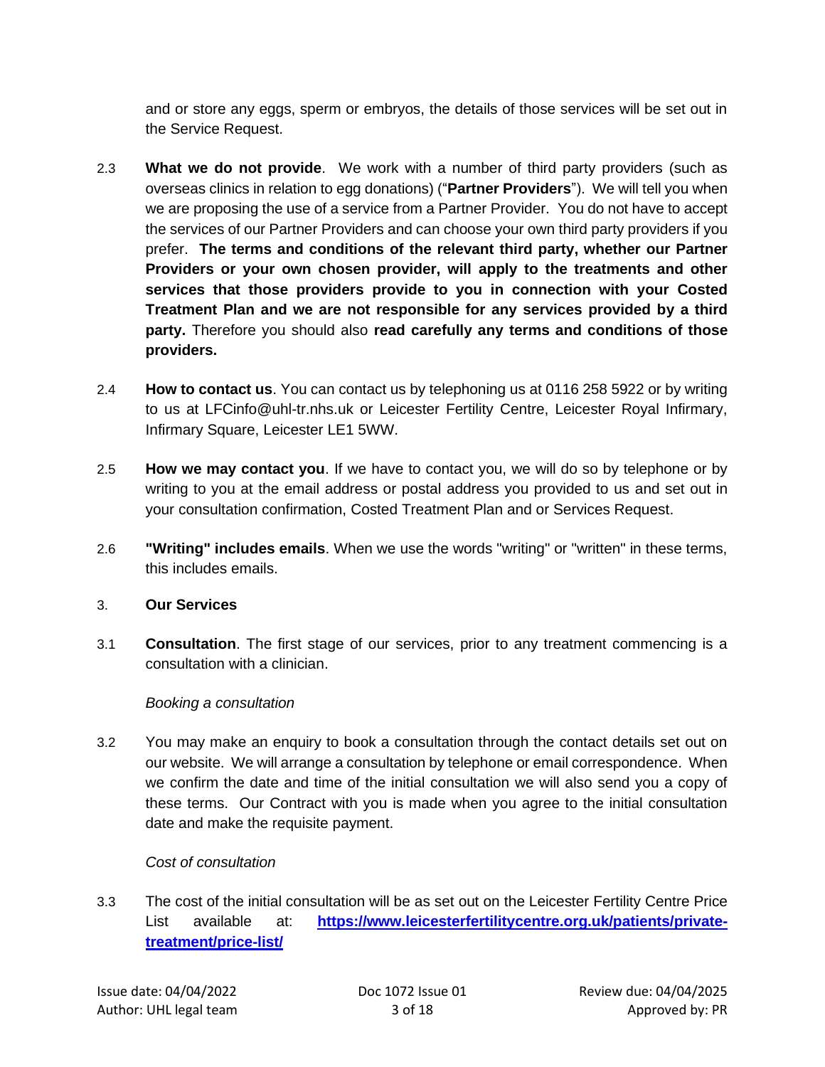and or store any eggs, sperm or embryos, the details of those services will be set out in the Service Request.

2.3 **What we do not provide**. We work with a number of third party providers (such as overseas clinics in relation to egg donations) ("**Partner Providers**"). We will tell you when we are proposing the use of a service from a Partner Provider. You do not have to accept the services of our Partner Providers and can choose your own third party providers if you prefer. **The terms and conditions of the relevant third party, whether our Partner Providers or your own chosen provider, will apply to the treatments and other services that those providers provide to you in connection with your Costed Treatment Plan and we are not responsible for any services provided by a third party.** Therefore you should also **read carefully any terms and conditions of those providers.**

2.4 **How to contact us**. You can contact us by telephoning us at 0116 258 5922 or by writing to us at LFCinfo@uhl-tr.nhs.uk or Leicester Fertility Centre, Leicester Royal Infirmary, Infirmary Square, Leicester LE1 5WW.

2.5 **How we may contact you**. If we have to contact you, we will do so by telephone or by writing to you at the email address or postal address you provided to us and set out in your consultation confirmation, Costed Treatment Plan and or Services Request.

2.6 **"Writing" includes emails**. When we use the words "writing" or "written" in these terms, this includes emails.

## 3. Our Services

3.1 **Consultation**. The first stage of our services, prior to any treatment commencing is a consultation with a clinician.

*Booking a consultation*

3.2 You may make an enquiry to book a consultation through the contact details set out on our website. We will arrange a consultation by telephone or email correspondence. When we confirm the date and time of the initial consultation we will also send you a copy of these terms. Our Contract with you is made when you agree to the initial consultation date and make the requisite payment.

*Cost of consultation*

3.3 The cost of the initial consultation will be as set out on the Leicester Fertility Centre Price List available at: **https://www.leicesterfertilitycentre.org.uk/patients/private-treatment/price-list/**

Issue date: 04/04/2022 | Doc 1072 Issue 01 | Review due: 04/04/2025
Author: UHL legal team | Approved by: PR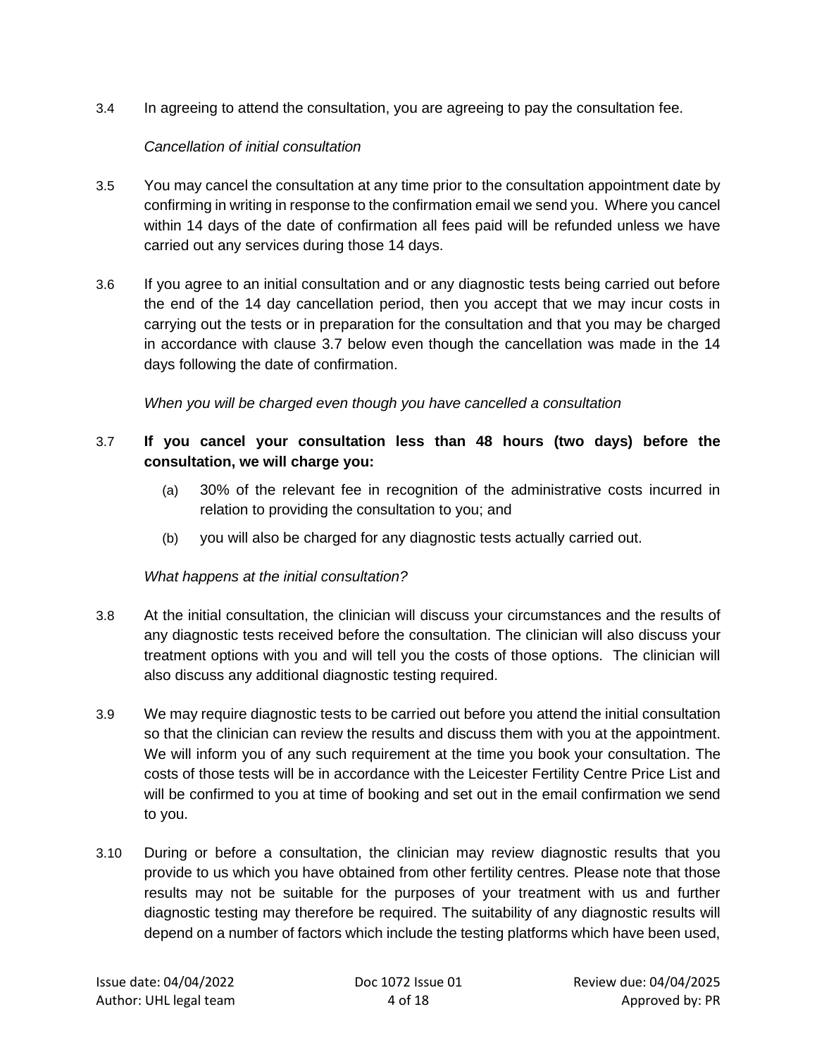3.4 In agreeing to attend the consultation, you are agreeing to pay the consultation fee.

*Cancellation of initial consultation*

3.5 You may cancel the consultation at any time prior to the consultation appointment date by confirming in writing in response to the confirmation email we send you. Where you cancel within 14 days of the date of confirmation all fees paid will be refunded unless we have carried out any services during those 14 days.

3.6 If you agree to an initial consultation and or any diagnostic tests being carried out before the end of the 14 day cancellation period, then you accept that we may incur costs in carrying out the tests or in preparation for the consultation and that you may be charged in accordance with clause 3.7 below even though the cancellation was made in the 14 days following the date of confirmation.

*When you will be charged even though you have cancelled a consultation*

3.7 **If you cancel your consultation less than 48 hours (two days) before the consultation, we will charge you:**

(a) 30% of the relevant fee in recognition of the administrative costs incurred in relation to providing the consultation to you; and

(b) you will also be charged for any diagnostic tests actually carried out.

*What happens at the initial consultation?*

3.8 At the initial consultation, the clinician will discuss your circumstances and the results of any diagnostic tests received before the consultation. The clinician will also discuss your treatment options with you and will tell you the costs of those options. The clinician will also discuss any additional diagnostic testing required.

3.9 We may require diagnostic tests to be carried out before you attend the initial consultation so that the clinician can review the results and discuss them with you at the appointment. We will inform you of any such requirement at the time you book your consultation. The costs of those tests will be in accordance with the Leicester Fertility Centre Price List and will be confirmed to you at time of booking and set out in the email confirmation we send to you.

3.10 During or before a consultation, the clinician may review diagnostic results that you provide to us which you have obtained from other fertility centres. Please note that those results may not be suitable for the purposes of your treatment with us and further diagnostic testing may therefore be required. The suitability of any diagnostic results will depend on a number of factors which include the testing platforms which have been used,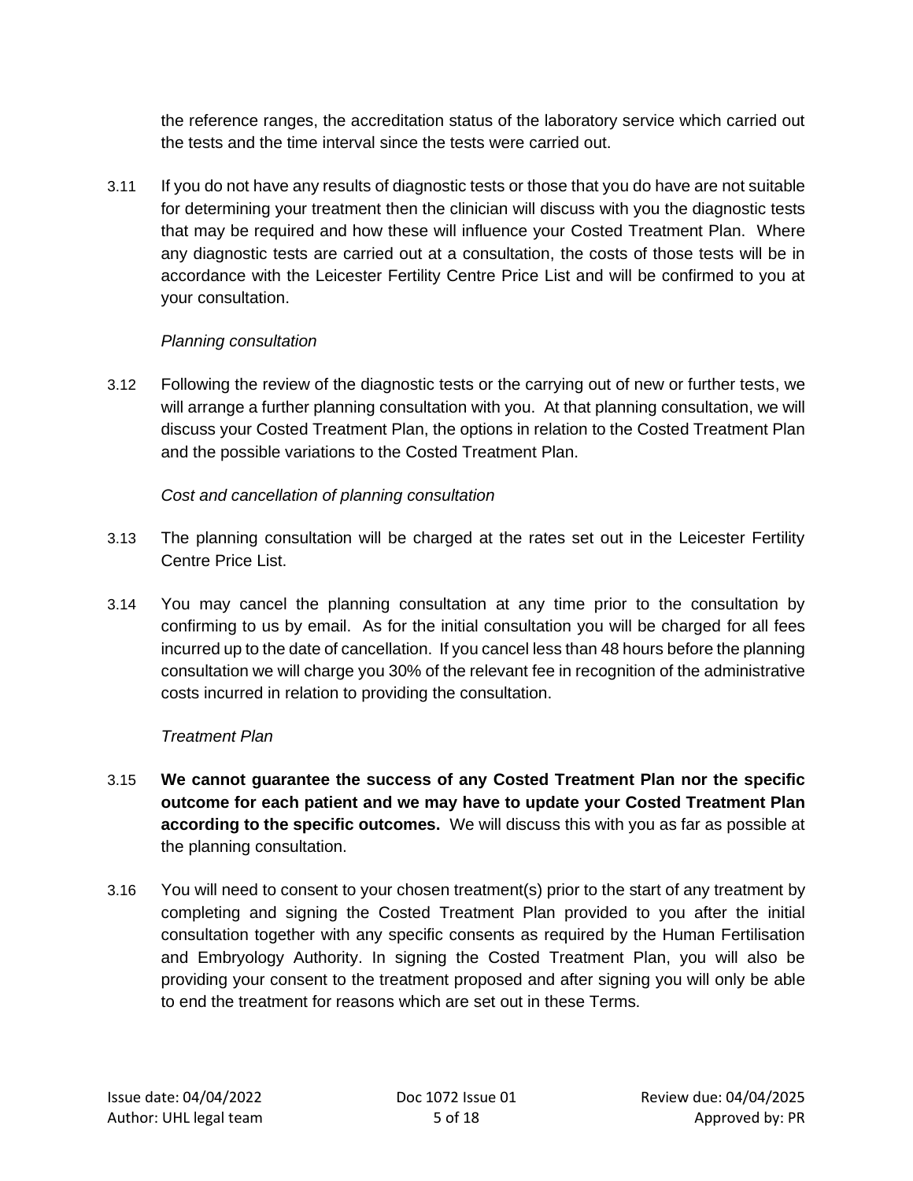the reference ranges, the accreditation status of the laboratory service which carried out the tests and the time interval since the tests were carried out.

3.11 If you do not have any results of diagnostic tests or those that you do have are not suitable for determining your treatment then the clinician will discuss with you the diagnostic tests that may be required and how these will influence your Costed Treatment Plan. Where any diagnostic tests are carried out at a consultation, the costs of those tests will be in accordance with the Leicester Fertility Centre Price List and will be confirmed to you at your consultation.

*Planning consultation*

3.12 Following the review of the diagnostic tests or the carrying out of new or further tests, we will arrange a further planning consultation with you. At that planning consultation, we will discuss your Costed Treatment Plan, the options in relation to the Costed Treatment Plan and the possible variations to the Costed Treatment Plan.

*Cost and cancellation of planning consultation*

3.13 The planning consultation will be charged at the rates set out in the Leicester Fertility Centre Price List.

3.14 You may cancel the planning consultation at any time prior to the consultation by confirming to us by email. As for the initial consultation you will be charged for all fees incurred up to the date of cancellation. If you cancel less than 48 hours before the planning consultation we will charge you 30% of the relevant fee in recognition of the administrative costs incurred in relation to providing the consultation.

*Treatment Plan*

3.15 **We cannot guarantee the success of any Costed Treatment Plan nor the specific outcome for each patient and we may have to update your Costed Treatment Plan according to the specific outcomes.** We will discuss this with you as far as possible at the planning consultation.

3.16 You will need to consent to your chosen treatment(s) prior to the start of any treatment by completing and signing the Costed Treatment Plan provided to you after the initial consultation together with any specific consents as required by the Human Fertilisation and Embryology Authority. In signing the Costed Treatment Plan, you will also be providing your consent to the treatment proposed and after signing you will only be able to end the treatment for reasons which are set out in these Terms.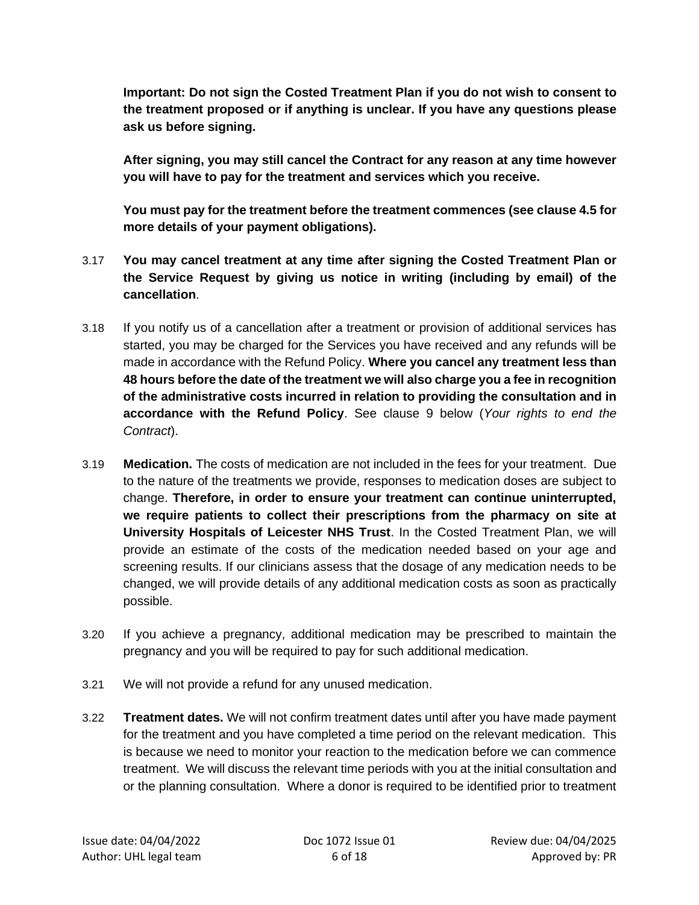**Important: Do not sign the Costed Treatment Plan if you do not wish to consent to the treatment proposed or if anything is unclear. If you have any questions please ask us before signing.**

**After signing, you may still cancel the Contract for any reason at any time however you will have to pay for the treatment and services which you receive.**

**You must pay for the treatment before the treatment commences (see clause 4.5 for more details of your payment obligations).**

3.17 **You may cancel treatment at any time after signing the Costed Treatment Plan or the Service Request by giving us notice in writing (including by email) of the cancellation**.

3.18 If you notify us of a cancellation after a treatment or provision of additional services has started, you may be charged for the Services you have received and any refunds will be made in accordance with the Refund Policy. **Where you cancel any treatment less than 48 hours before the date of the treatment we will also charge you a fee in recognition of the administrative costs incurred in relation to providing the consultation and in accordance with the Refund Policy**. See clause 9 below (*Your rights to end the Contract*).

3.19 **Medication.** The costs of medication are not included in the fees for your treatment. Due to the nature of the treatments we provide, responses to medication doses are subject to change. **Therefore, in order to ensure your treatment can continue uninterrupted, we require patients to collect their prescriptions from the pharmacy on site at University Hospitals of Leicester NHS Trust**. In the Costed Treatment Plan, we will provide an estimate of the costs of the medication needed based on your age and screening results. If our clinicians assess that the dosage of any medication needs to be changed, we will provide details of any additional medication costs as soon as practically possible.

3.20 If you achieve a pregnancy, additional medication may be prescribed to maintain the pregnancy and you will be required to pay for such additional medication.

3.21 We will not provide a refund for any unused medication.

3.22 **Treatment dates.** We will not confirm treatment dates until after you have made payment for the treatment and you have completed a time period on the relevant medication. This is because we need to monitor your reaction to the medication before we can commence treatment. We will discuss the relevant time periods with you at the initial consultation and or the planning consultation. Where a donor is required to be identified prior to treatment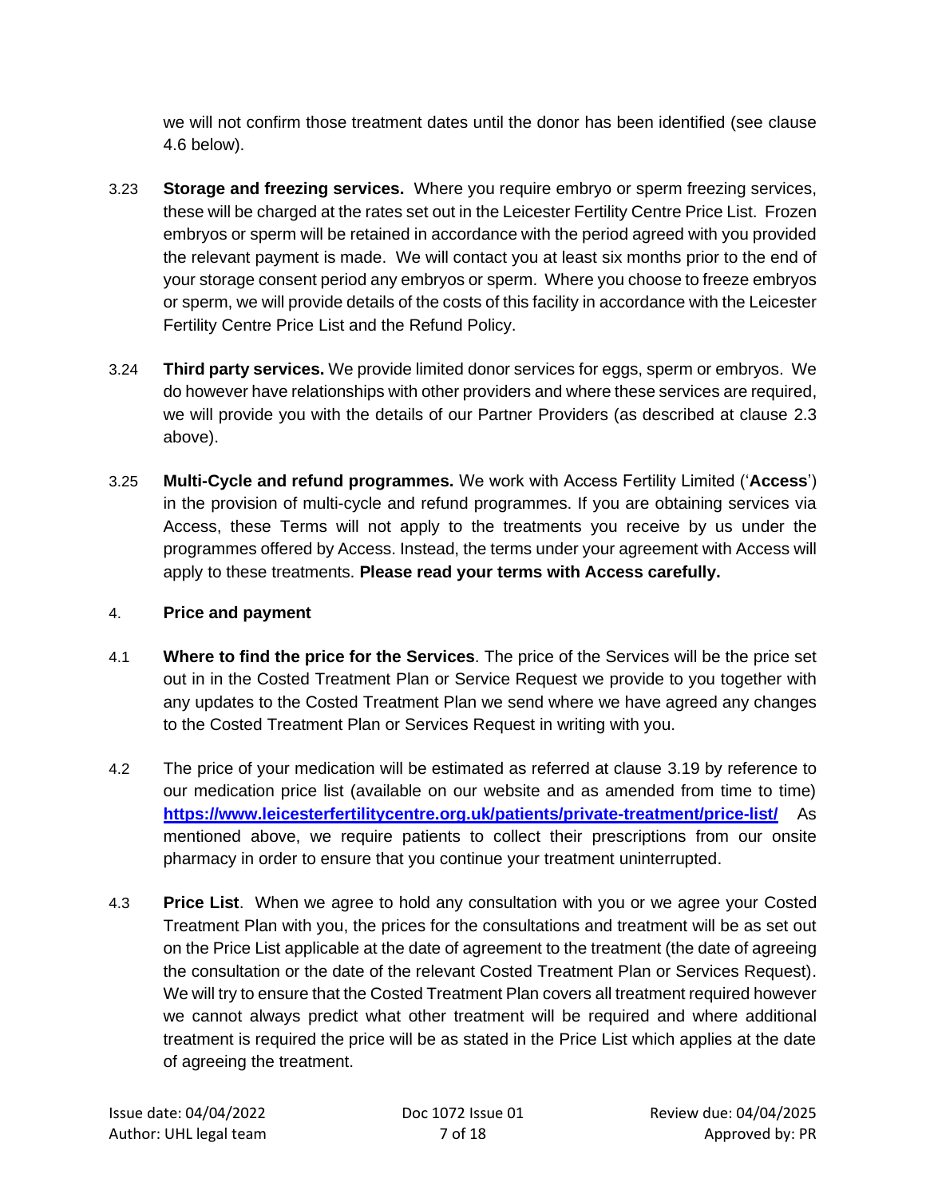we will not confirm those treatment dates until the donor has been identified (see clause 4.6 below).

3.23 **Storage and freezing services.** Where you require embryo or sperm freezing services, these will be charged at the rates set out in the Leicester Fertility Centre Price List. Frozen embryos or sperm will be retained in accordance with the period agreed with you provided the relevant payment is made. We will contact you at least six months prior to the end of your storage consent period any embryos or sperm. Where you choose to freeze embryos or sperm, we will provide details of the costs of this facility in accordance with the Leicester Fertility Centre Price List and the Refund Policy.

3.24 **Third party services.** We provide limited donor services for eggs, sperm or embryos. We do however have relationships with other providers and where these services are required, we will provide you with the details of our Partner Providers (as described at clause 2.3 above).

3.25 **Multi-Cycle and refund programmes.** We work with Access Fertility Limited ('**Access**') in the provision of multi-cycle and refund programmes. If you are obtaining services via Access, these Terms will not apply to the treatments you receive by us under the programmes offered by Access. Instead, the terms under your agreement with Access will apply to these treatments. **Please read your terms with Access carefully.**

4. **Price and payment**

4.1 **Where to find the price for the Services**. The price of the Services will be the price set out in in the Costed Treatment Plan or Service Request we provide to you together with any updates to the Costed Treatment Plan we send where we have agreed any changes to the Costed Treatment Plan or Services Request in writing with you.

4.2 The price of your medication will be estimated as referred at clause 3.19 by reference to our medication price list (available on our website and as amended from time to time) **https://www.leicesterfertilitycentre.org.uk/patients/private-treatment/price-list/** As mentioned above, we require patients to collect their prescriptions from our onsite pharmacy in order to ensure that you continue your treatment uninterrupted.

4.3 **Price List**. When we agree to hold any consultation with you or we agree your Costed Treatment Plan with you, the prices for the consultations and treatment will be as set out on the Price List applicable at the date of agreement to the treatment (the date of agreeing the consultation or the date of the relevant Costed Treatment Plan or Services Request). We will try to ensure that the Costed Treatment Plan covers all treatment required however we cannot always predict what other treatment will be required and where additional treatment is required the price will be as stated in the Price List which applies at the date of agreeing the treatment.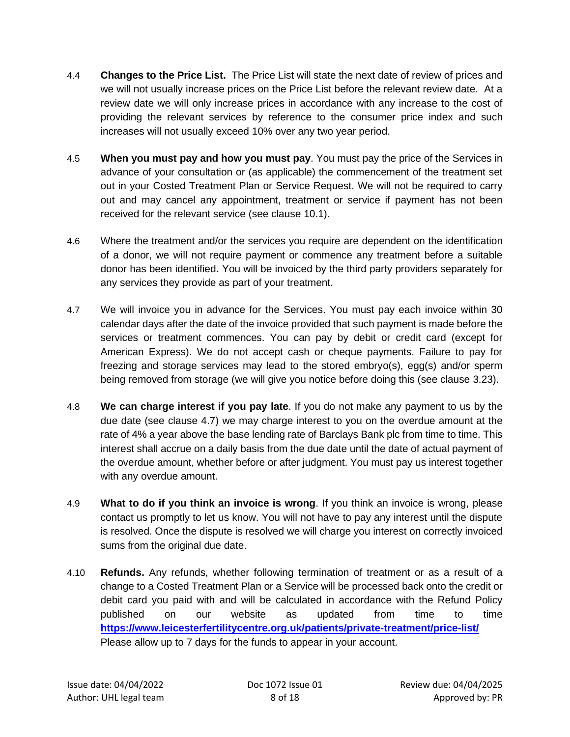4.4 **Changes to the Price List.** The Price List will state the next date of review of prices and we will not usually increase prices on the Price List before the relevant review date. At a review date we will only increase prices in accordance with any increase to the cost of providing the relevant services by reference to the consumer price index and such increases will not usually exceed 10% over any two year period.

4.5 **When you must pay and how you must pay**. You must pay the price of the Services in advance of your consultation or (as applicable) the commencement of the treatment set out in your Costed Treatment Plan or Service Request. We will not be required to carry out and may cancel any appointment, treatment or service if payment has not been received for the relevant service (see clause 10.1).

4.6 Where the treatment and/or the services you require are dependent on the identification of a donor, we will not require payment or commence any treatment before a suitable donor has been identified**.** You will be invoiced by the third party providers separately for any services they provide as part of your treatment.

4.7 We will invoice you in advance for the Services. You must pay each invoice within 30 calendar days after the date of the invoice provided that such payment is made before the services or treatment commences. You can pay by debit or credit card (except for American Express). We do not accept cash or cheque payments. Failure to pay for freezing and storage services may lead to the stored embryo(s), egg(s) and/or sperm being removed from storage (we will give you notice before doing this (see clause 3.23).

4.8 **We can charge interest if you pay late**. If you do not make any payment to us by the due date (see clause 4.7) we may charge interest to you on the overdue amount at the rate of 4% a year above the base lending rate of Barclays Bank plc from time to time. This interest shall accrue on a daily basis from the due date until the date of actual payment of the overdue amount, whether before or after judgment. You must pay us interest together with any overdue amount.

4.9 **What to do if you think an invoice is wrong**. If you think an invoice is wrong, please contact us promptly to let us know. You will not have to pay any interest until the dispute is resolved. Once the dispute is resolved we will charge you interest on correctly invoiced sums from the original due date.

4.10 **Refunds.** Any refunds, whether following termination of treatment or as a result of a change to a Costed Treatment Plan or a Service will be processed back onto the credit or debit card you paid with and will be calculated in accordance with the Refund Policy published on our website as updated from time to time **https://www.leicesterfertilitycentre.org.uk/patients/private-treatment/price-list/** Please allow up to 7 days for the funds to appear in your account.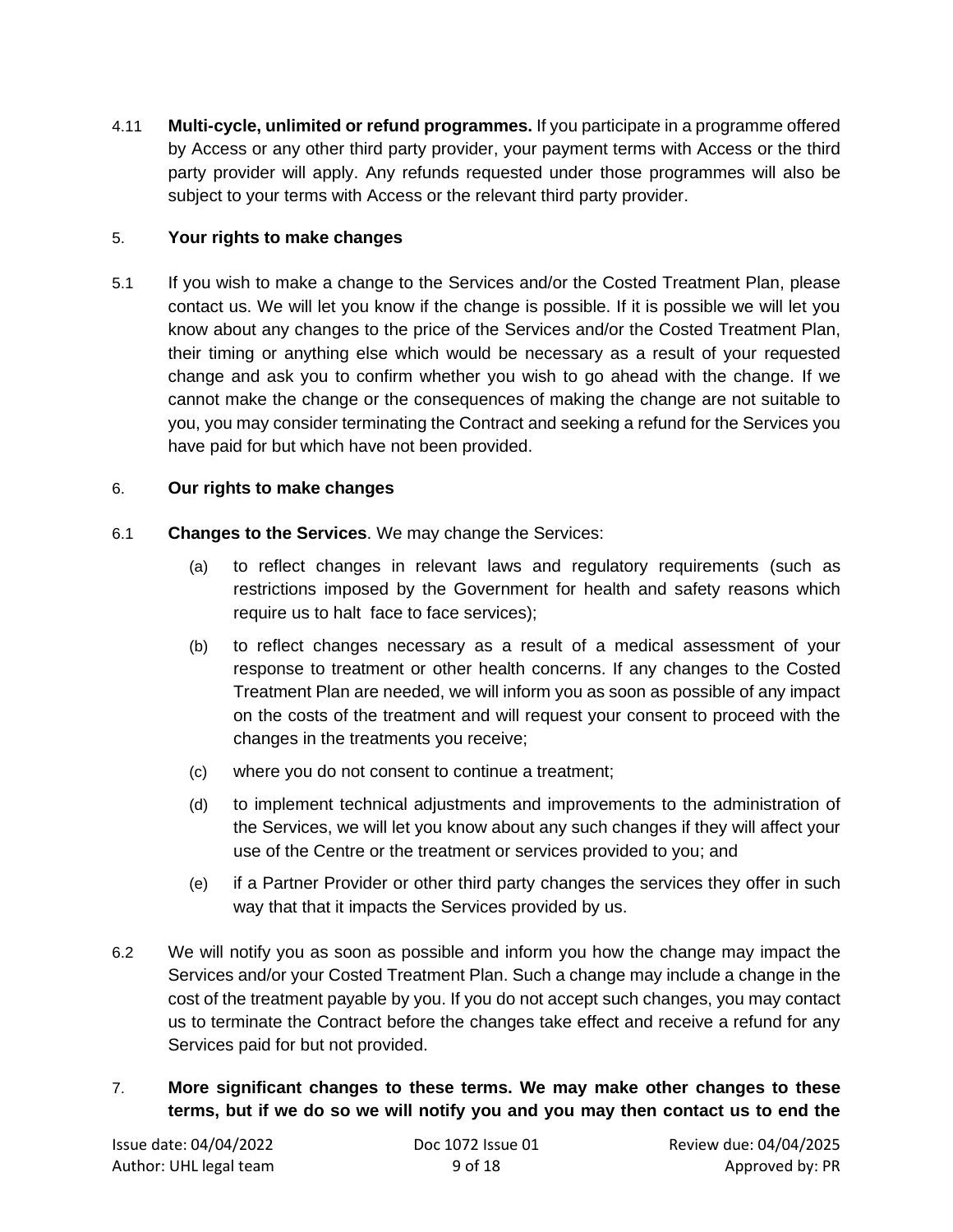4.11 **Multi-cycle, unlimited or refund programmes.** If you participate in a programme offered by Access or any other third party provider, your payment terms with Access or the third party provider will apply. Any refunds requested under those programmes will also be subject to your terms with Access or the relevant third party provider.

## 5. Your rights to make changes

5.1 If you wish to make a change to the Services and/or the Costed Treatment Plan, please contact us. We will let you know if the change is possible. If it is possible we will let you know about any changes to the price of the Services and/or the Costed Treatment Plan, their timing or anything else which would be necessary as a result of your requested change and ask you to confirm whether you wish to go ahead with the change. If we cannot make the change or the consequences of making the change are not suitable to you, you may consider terminating the Contract and seeking a refund for the Services you have paid for but which have not been provided.

## 6. Our rights to make changes

6.1 **Changes to the Services**. We may change the Services:

(a) to reflect changes in relevant laws and regulatory requirements (such as restrictions imposed by the Government for health and safety reasons which require us to halt face to face services);

(b) to reflect changes necessary as a result of a medical assessment of your response to treatment or other health concerns. If any changes to the Costed Treatment Plan are needed, we will inform you as soon as possible of any impact on the costs of the treatment and will request your consent to proceed with the changes in the treatments you receive;

(c) where you do not consent to continue a treatment;

(d) to implement technical adjustments and improvements to the administration of the Services, we will let you know about any such changes if they will affect your use of the Centre or the treatment or services provided to you; and

(e) if a Partner Provider or other third party changes the services they offer in such way that that it impacts the Services provided by us.

6.2 We will notify you as soon as possible and inform you how the change may impact the Services and/or your Costed Treatment Plan. Such a change may include a change in the cost of the treatment payable by you. If you do not accept such changes, you may contact us to terminate the Contract before the changes take effect and receive a refund for any Services paid for but not provided.

7. **More significant changes to these terms. We may make other changes to these terms, but if we do so we will notify you and you may then contact us to end the**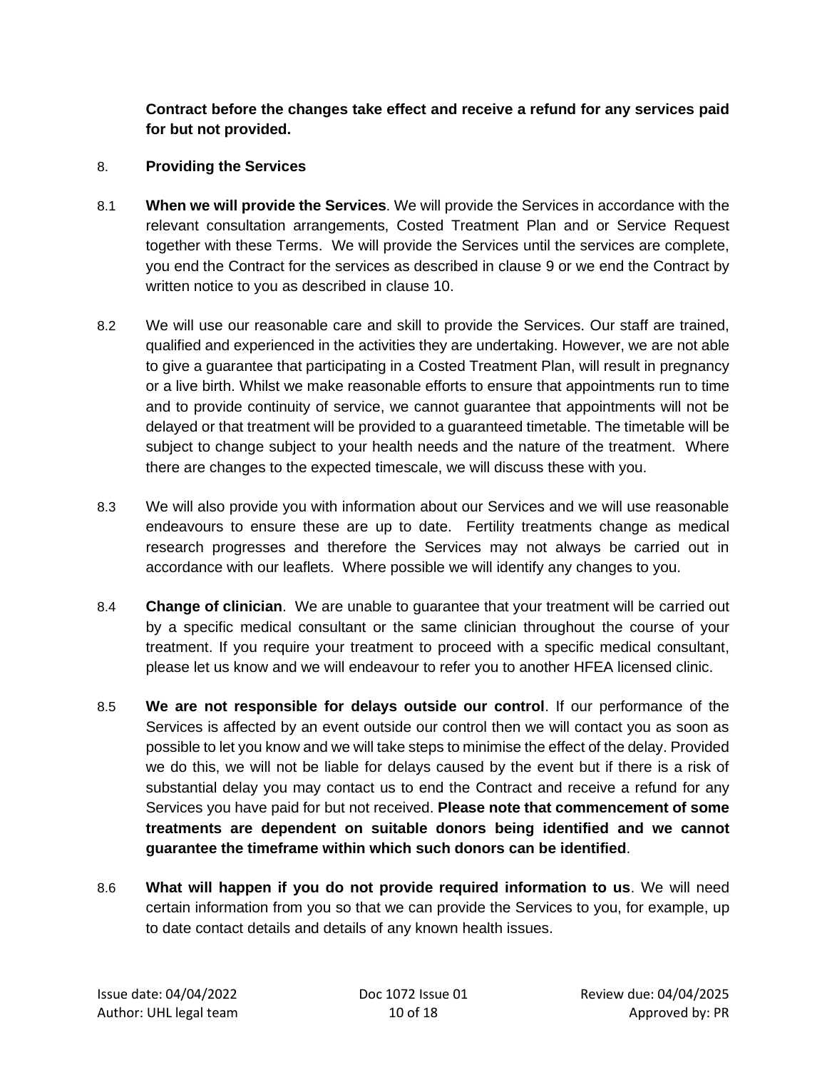**Contract before the changes take effect and receive a refund for any services paid for but not provided.**

8. **Providing the Services**

8.1 **When we will provide the Services**. We will provide the Services in accordance with the relevant consultation arrangements, Costed Treatment Plan and or Service Request together with these Terms. We will provide the Services until the services are complete, you end the Contract for the services as described in clause 9 or we end the Contract by written notice to you as described in clause 10.

8.2 We will use our reasonable care and skill to provide the Services. Our staff are trained, qualified and experienced in the activities they are undertaking. However, we are not able to give a guarantee that participating in a Costed Treatment Plan, will result in pregnancy or a live birth. Whilst we make reasonable efforts to ensure that appointments run to time and to provide continuity of service, we cannot guarantee that appointments will not be delayed or that treatment will be provided to a guaranteed timetable. The timetable will be subject to change subject to your health needs and the nature of the treatment. Where there are changes to the expected timescale, we will discuss these with you.

8.3 We will also provide you with information about our Services and we will use reasonable endeavours to ensure these are up to date. Fertility treatments change as medical research progresses and therefore the Services may not always be carried out in accordance with our leaflets. Where possible we will identify any changes to you.

8.4 **Change of clinician**. We are unable to guarantee that your treatment will be carried out by a specific medical consultant or the same clinician throughout the course of your treatment. If you require your treatment to proceed with a specific medical consultant, please let us know and we will endeavour to refer you to another HFEA licensed clinic.

8.5 **We are not responsible for delays outside our control**. If our performance of the Services is affected by an event outside our control then we will contact you as soon as possible to let you know and we will take steps to minimise the effect of the delay. Provided we do this, we will not be liable for delays caused by the event but if there is a risk of substantial delay you may contact us to end the Contract and receive a refund for any Services you have paid for but not received. **Please note that commencement of some treatments are dependent on suitable donors being identified and we cannot guarantee the timeframe within which such donors can be identified**.

8.6 **What will happen if you do not provide required information to us**. We will need certain information from you so that we can provide the Services to you, for example, up to date contact details and details of any known health issues.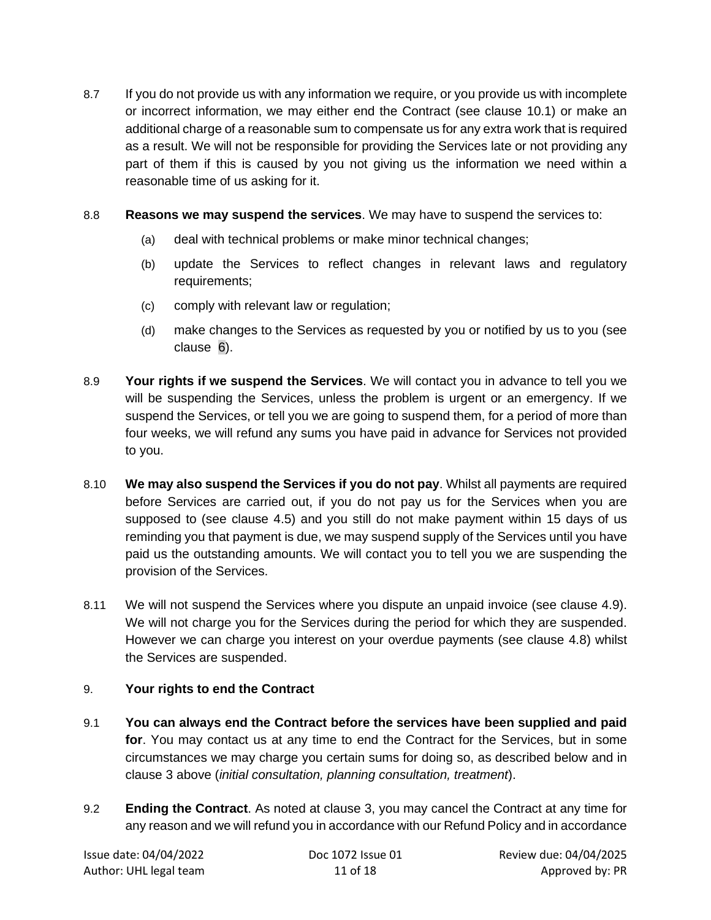8.7 If you do not provide us with any information we require, or you provide us with incomplete or incorrect information, we may either end the Contract (see clause 10.1) or make an additional charge of a reasonable sum to compensate us for any extra work that is required as a result. We will not be responsible for providing the Services late or not providing any part of them if this is caused by you not giving us the information we need within a reasonable time of us asking for it.

8.8 **Reasons we may suspend the services**. We may have to suspend the services to:

(a) deal with technical problems or make minor technical changes;

(b) update the Services to reflect changes in relevant laws and regulatory requirements;

(c) comply with relevant law or regulation;

(d) make changes to the Services as requested by you or notified by us to you (see clause 6).

8.9 **Your rights if we suspend the Services**. We will contact you in advance to tell you we will be suspending the Services, unless the problem is urgent or an emergency. If we suspend the Services, or tell you we are going to suspend them, for a period of more than four weeks, we will refund any sums you have paid in advance for Services not provided to you.

8.10 **We may also suspend the Services if you do not pay**. Whilst all payments are required before Services are carried out, if you do not pay us for the Services when you are supposed to (see clause 4.5) and you still do not make payment within 15 days of us reminding you that payment is due, we may suspend supply of the Services until you have paid us the outstanding amounts. We will contact you to tell you we are suspending the provision of the Services.

8.11 We will not suspend the Services where you dispute an unpaid invoice (see clause 4.9). We will not charge you for the Services during the period for which they are suspended. However we can charge you interest on your overdue payments (see clause 4.8) whilst the Services are suspended.

## 9. Your rights to end the Contract

9.1 **You can always end the Contract before the services have been supplied and paid for**. You may contact us at any time to end the Contract for the Services, but in some circumstances we may charge you certain sums for doing so, as described below and in clause 3 above (*initial consultation, planning consultation, treatment*).

9.2 **Ending the Contract**. As noted at clause 3, you may cancel the Contract at any time for any reason and we will refund you in accordance with our Refund Policy and in accordance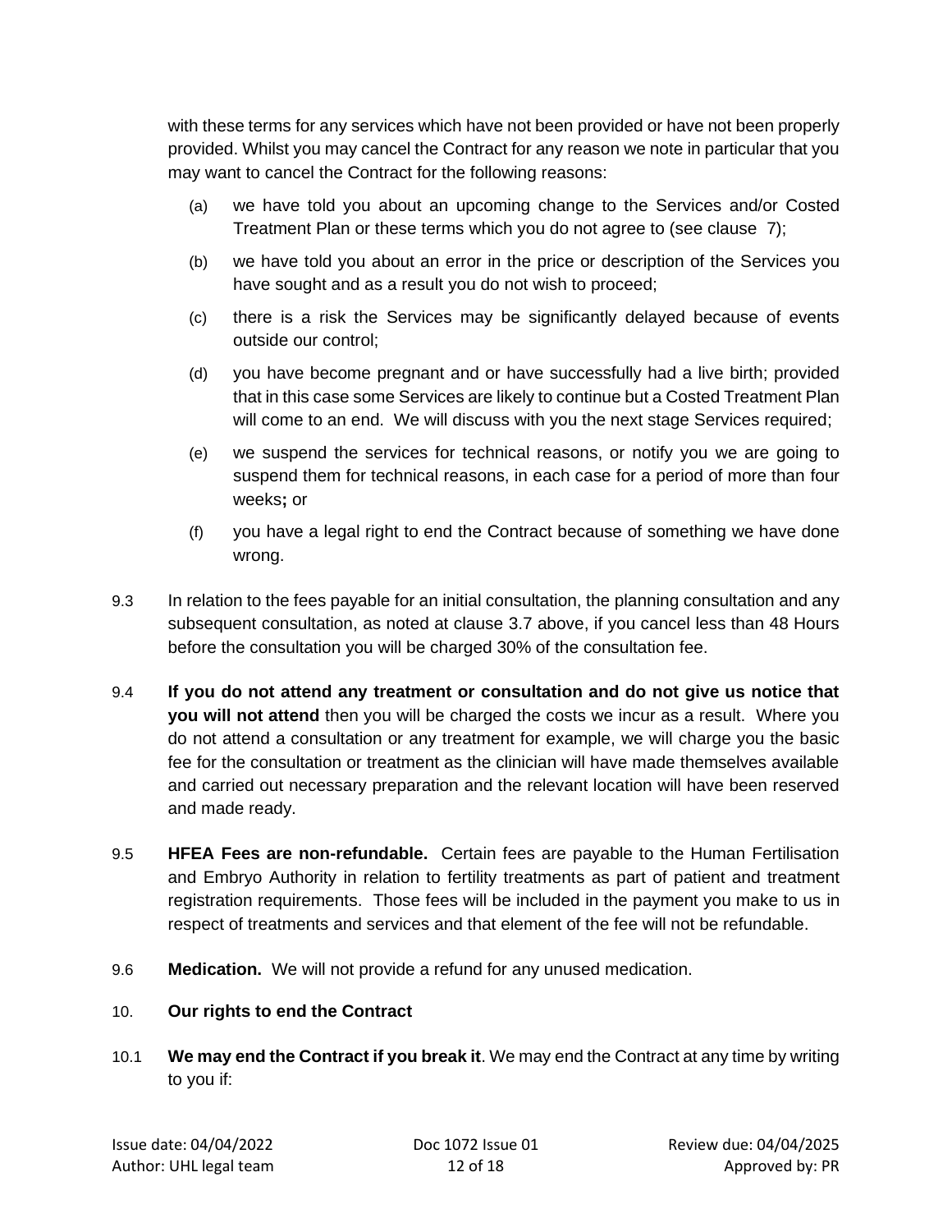with these terms for any services which have not been provided or have not been properly provided. Whilst you may cancel the Contract for any reason we note in particular that you may want to cancel the Contract for the following reasons:

(a) we have told you about an upcoming change to the Services and/or Costed Treatment Plan or these terms which you do not agree to (see clause 7);

(b) we have told you about an error in the price or description of the Services you have sought and as a result you do not wish to proceed;

(c) there is a risk the Services may be significantly delayed because of events outside our control;

(d) you have become pregnant and or have successfully had a live birth; provided that in this case some Services are likely to continue but a Costed Treatment Plan will come to an end. We will discuss with you the next stage Services required;

(e) we suspend the services for technical reasons, or notify you we are going to suspend them for technical reasons, in each case for a period of more than four weeks**;** or

(f) you have a legal right to end the Contract because of something we have done wrong.

9.3 In relation to the fees payable for an initial consultation, the planning consultation and any subsequent consultation, as noted at clause 3.7 above, if you cancel less than 48 Hours before the consultation you will be charged 30% of the consultation fee.

9.4 **If you do not attend any treatment or consultation and do not give us notice that you will not attend** then you will be charged the costs we incur as a result. Where you do not attend a consultation or any treatment for example, we will charge you the basic fee for the consultation or treatment as the clinician will have made themselves available and carried out necessary preparation and the relevant location will have been reserved and made ready.

9.5 **HFEA Fees are non-refundable.** Certain fees are payable to the Human Fertilisation and Embryo Authority in relation to fertility treatments as part of patient and treatment registration requirements. Those fees will be included in the payment you make to us in respect of treatments and services and that element of the fee will not be refundable.

9.6 **Medication.** We will not provide a refund for any unused medication.

## 10. Our rights to end the Contract

10.1 **We may end the Contract if you break it**. We may end the Contract at any time by writing to you if: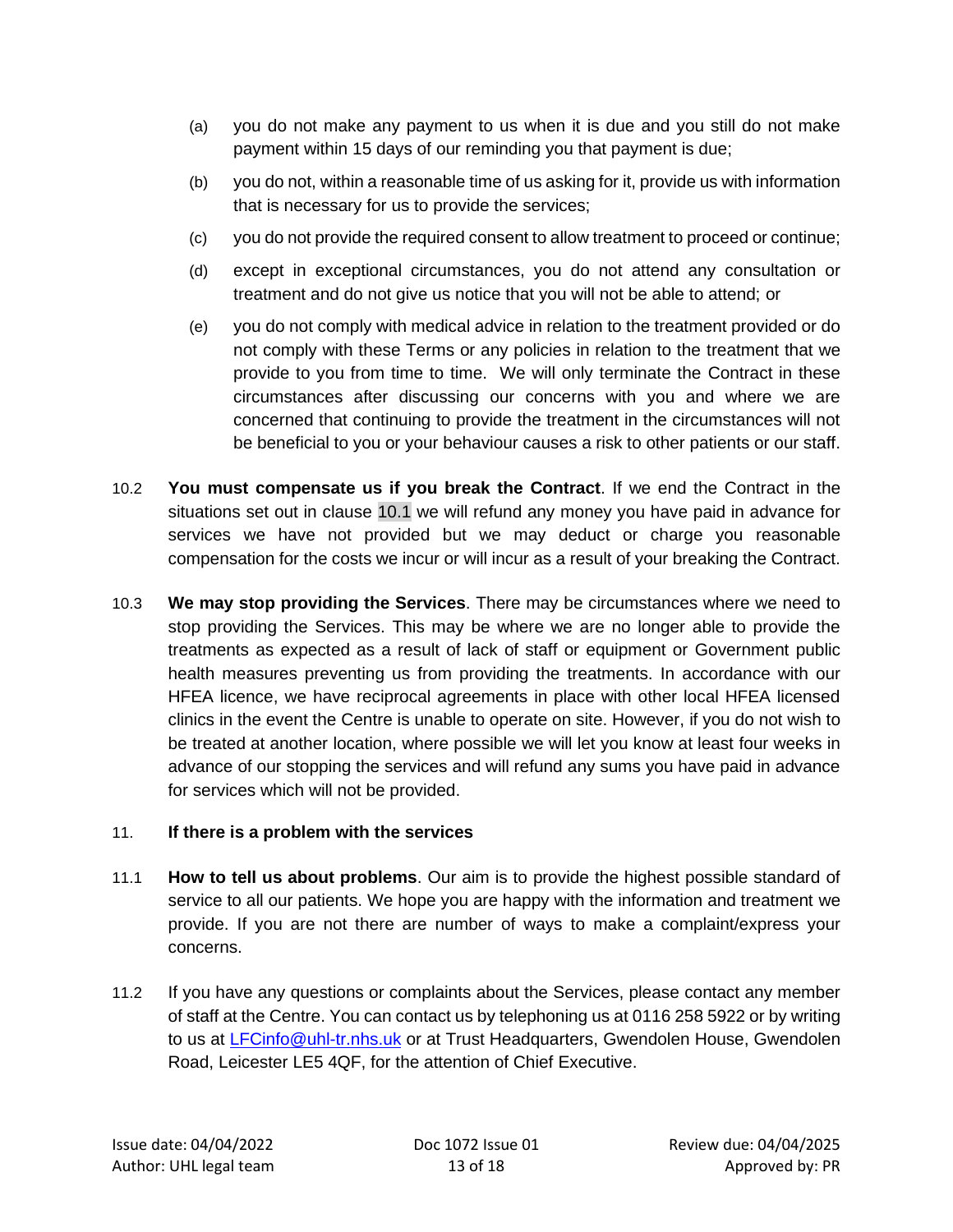(a) you do not make any payment to us when it is due and you still do not make payment within 15 days of our reminding you that payment is due;

(b) you do not, within a reasonable time of us asking for it, provide us with information that is necessary for us to provide the services;

(c) you do not provide the required consent to allow treatment to proceed or continue;

(d) except in exceptional circumstances, you do not attend any consultation or treatment and do not give us notice that you will not be able to attend; or

(e) you do not comply with medical advice in relation to the treatment provided or do not comply with these Terms or any policies in relation to the treatment that we provide to you from time to time. We will only terminate the Contract in these circumstances after discussing our concerns with you and where we are concerned that continuing to provide the treatment in the circumstances will not be beneficial to you or your behaviour causes a risk to other patients or our staff.

10.2 **You must compensate us if you break the Contract**. If we end the Contract in the situations set out in clause 10.1 we will refund any money you have paid in advance for services we have not provided but we may deduct or charge you reasonable compensation for the costs we incur or will incur as a result of your breaking the Contract.

10.3 **We may stop providing the Services**. There may be circumstances where we need to stop providing the Services. This may be where we are no longer able to provide the treatments as expected as a result of lack of staff or equipment or Government public health measures preventing us from providing the treatments. In accordance with our HFEA licence, we have reciprocal agreements in place with other local HFEA licensed clinics in the event the Centre is unable to operate on site. However, if you do not wish to be treated at another location, where possible we will let you know at least four weeks in advance of our stopping the services and will refund any sums you have paid in advance for services which will not be provided.

## 11. If there is a problem with the services

11.1 **How to tell us about problems**. Our aim is to provide the highest possible standard of service to all our patients. We hope you are happy with the information and treatment we provide. If you are not there are number of ways to make a complaint/express your concerns.

11.2 If you have any questions or complaints about the Services, please contact any member of staff at the Centre. You can contact us by telephoning us at 0116 258 5922 or by writing to us at LFCinfo@uhl-tr.nhs.uk or at Trust Headquarters, Gwendolen House, Gwendolen Road, Leicester LE5 4QF, for the attention of Chief Executive.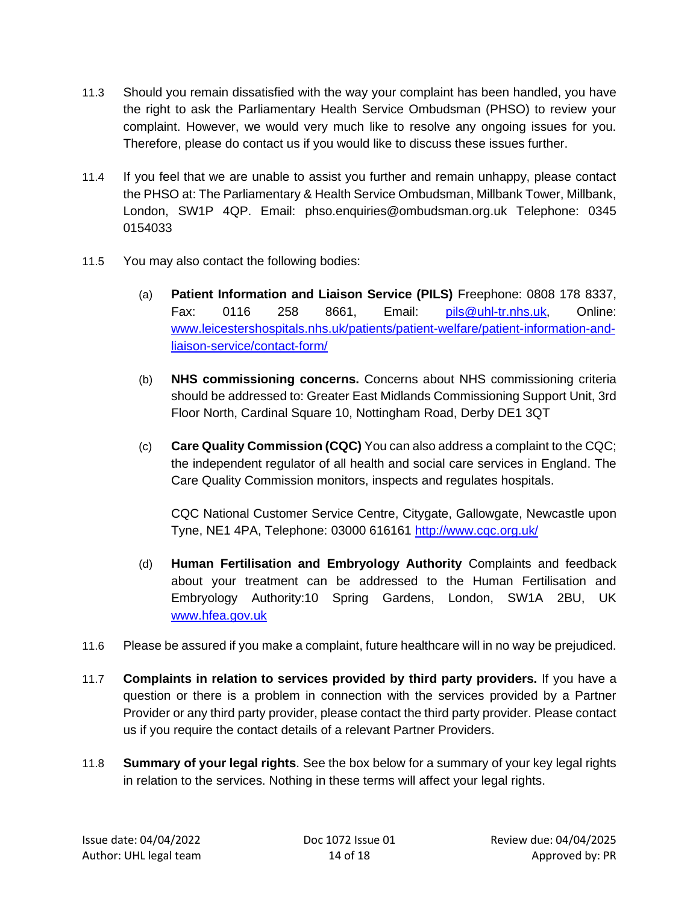11.3 Should you remain dissatisfied with the way your complaint has been handled, you have the right to ask the Parliamentary Health Service Ombudsman (PHSO) to review your complaint. However, we would very much like to resolve any ongoing issues for you. Therefore, please do contact us if you would like to discuss these issues further.

11.4 If you feel that we are unable to assist you further and remain unhappy, please contact the PHSO at: The Parliamentary & Health Service Ombudsman, Millbank Tower, Millbank, London, SW1P 4QP. Email: phso.enquiries@ombudsman.org.uk Telephone: 0345 0154033

11.5 You may also contact the following bodies:

(a) **Patient Information and Liaison Service (PILS)** Freephone: 0808 178 8337, Fax: 0116 258 8661, Email: pils@uhl-tr.nhs.uk, Online: www.leicestershospitals.nhs.uk/patients/patient-welfare/patient-information-and-liaison-service/contact-form/

(b) **NHS commissioning concerns.** Concerns about NHS commissioning criteria should be addressed to: Greater East Midlands Commissioning Support Unit, 3rd Floor North, Cardinal Square 10, Nottingham Road, Derby DE1 3QT

(c) **Care Quality Commission (CQC)** You can also address a complaint to the CQC; the independent regulator of all health and social care services in England. The Care Quality Commission monitors, inspects and regulates hospitals.

CQC National Customer Service Centre, Citygate, Gallowgate, Newcastle upon Tyne, NE1 4PA, Telephone: 03000 616161 http://www.cqc.org.uk/

(d) **Human Fertilisation and Embryology Authority** Complaints and feedback about your treatment can be addressed to the Human Fertilisation and Embryology Authority:10 Spring Gardens, London, SW1A 2BU, UK www.hfea.gov.uk

11.6 Please be assured if you make a complaint, future healthcare will in no way be prejudiced.

11.7 **Complaints in relation to services provided by third party providers.** If you have a question or there is a problem in connection with the services provided by a Partner Provider or any third party provider, please contact the third party provider. Please contact us if you require the contact details of a relevant Partner Providers.

11.8 **Summary of your legal rights**. See the box below for a summary of your key legal rights in relation to the services. Nothing in these terms will affect your legal rights.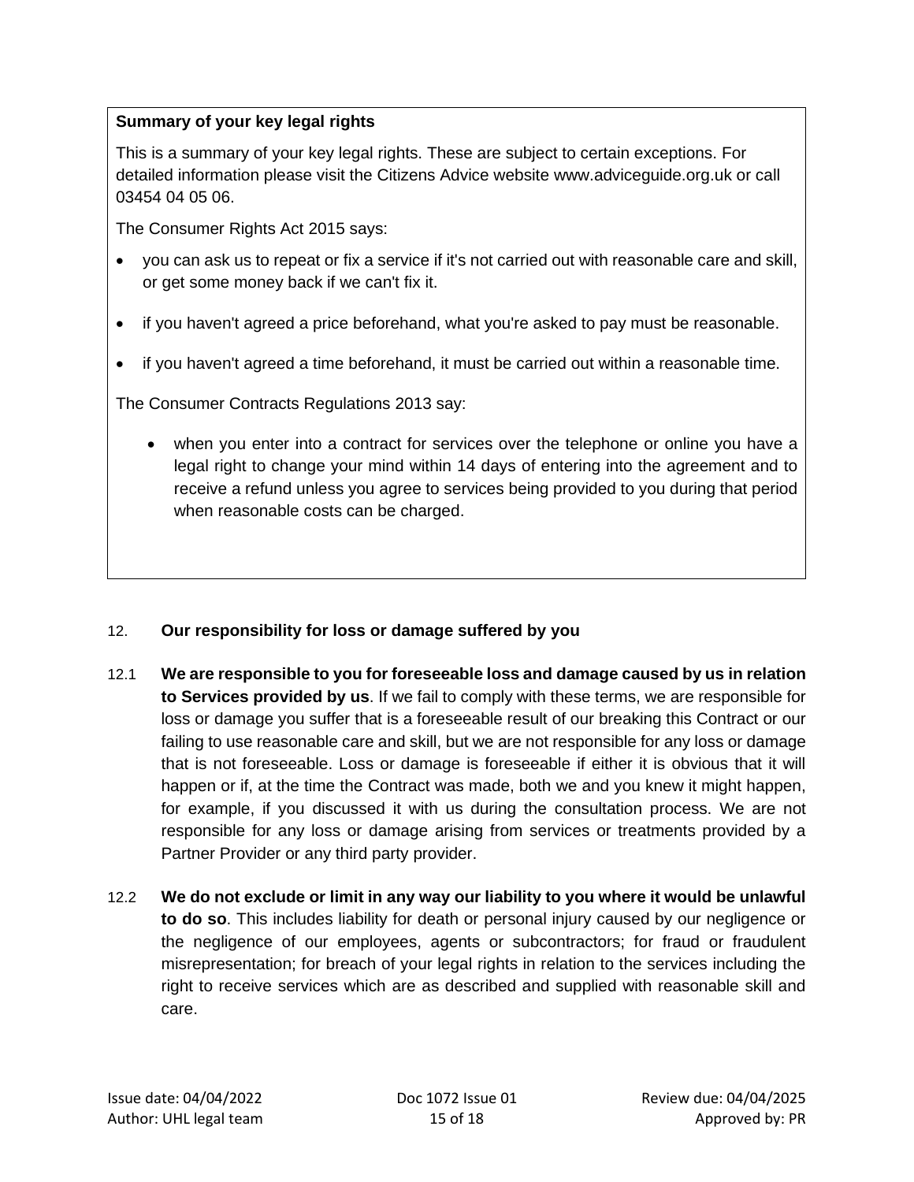**Summary of your key legal rights**

This is a summary of your key legal rights. These are subject to certain exceptions. For detailed information please visit the Citizens Advice website www.adviceguide.org.uk or call 03454 04 05 06.

The Consumer Rights Act 2015 says:

- you can ask us to repeat or fix a service if it's not carried out with reasonable care and skill, or get some money back if we can't fix it.
- if you haven't agreed a price beforehand, what you're asked to pay must be reasonable.
- if you haven't agreed a time beforehand, it must be carried out within a reasonable time.

The Consumer Contracts Regulations 2013 say:

- when you enter into a contract for services over the telephone or online you have a legal right to change your mind within 14 days of entering into the agreement and to receive a refund unless you agree to services being provided to you during that period when reasonable costs can be charged.

12. **Our responsibility for loss or damage suffered by you**

12.1 **We are responsible to you for foreseeable loss and damage caused by us in relation to Services provided by us**. If we fail to comply with these terms, we are responsible for loss or damage you suffer that is a foreseeable result of our breaking this Contract or our failing to use reasonable care and skill, but we are not responsible for any loss or damage that is not foreseeable. Loss or damage is foreseeable if either it is obvious that it will happen or if, at the time the Contract was made, both we and you knew it might happen, for example, if you discussed it with us during the consultation process. We are not responsible for any loss or damage arising from services or treatments provided by a Partner Provider or any third party provider.

12.2 **We do not exclude or limit in any way our liability to you where it would be unlawful to do so**. This includes liability for death or personal injury caused by our negligence or the negligence of our employees, agents or subcontractors; for fraud or fraudulent misrepresentation; for breach of your legal rights in relation to the services including the right to receive services which are as described and supplied with reasonable skill and care.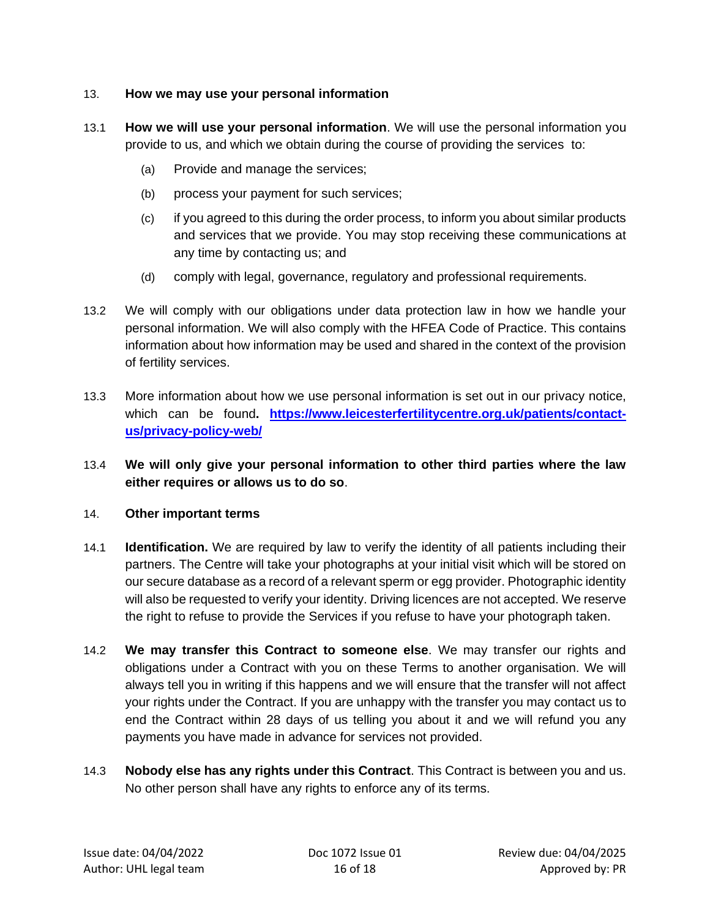## 13. How we may use your personal information

13.1 **How we will use your personal information**. We will use the personal information you provide to us, and which we obtain during the course of providing the services to:

(a) Provide and manage the services;

(b) process your payment for such services;

(c) if you agreed to this during the order process, to inform you about similar products and services that we provide. You may stop receiving these communications at any time by contacting us; and

(d) comply with legal, governance, regulatory and professional requirements.

13.2 We will comply with our obligations under data protection law in how we handle your personal information. We will also comply with the HFEA Code of Practice. This contains information about how information may be used and shared in the context of the provision of fertility services.

13.3 More information about how we use personal information is set out in our privacy notice, which can be found**.** [https://www.leicesterfertilitycentre.org.uk/patients/contact-us/privacy-policy-web/](https://www.leicesterfertilitycentre.org.uk/patients/contact-us/privacy-policy-web/)

13.4 **We will only give your personal information to other third parties where the law either requires or allows us to do so**.

## 14. Other important terms

14.1 **Identification.** We are required by law to verify the identity of all patients including their partners. The Centre will take your photographs at your initial visit which will be stored on our secure database as a record of a relevant sperm or egg provider. Photographic identity will also be requested to verify your identity. Driving licences are not accepted. We reserve the right to refuse to provide the Services if you refuse to have your photograph taken.

14.2 **We may transfer this Contract to someone else**. We may transfer our rights and obligations under a Contract with you on these Terms to another organisation. We will always tell you in writing if this happens and we will ensure that the transfer will not affect your rights under the Contract. If you are unhappy with the transfer you may contact us to end the Contract within 28 days of us telling you about it and we will refund you any payments you have made in advance for services not provided.

14.3 **Nobody else has any rights under this Contract**. This Contract is between you and us. No other person shall have any rights to enforce any of its terms.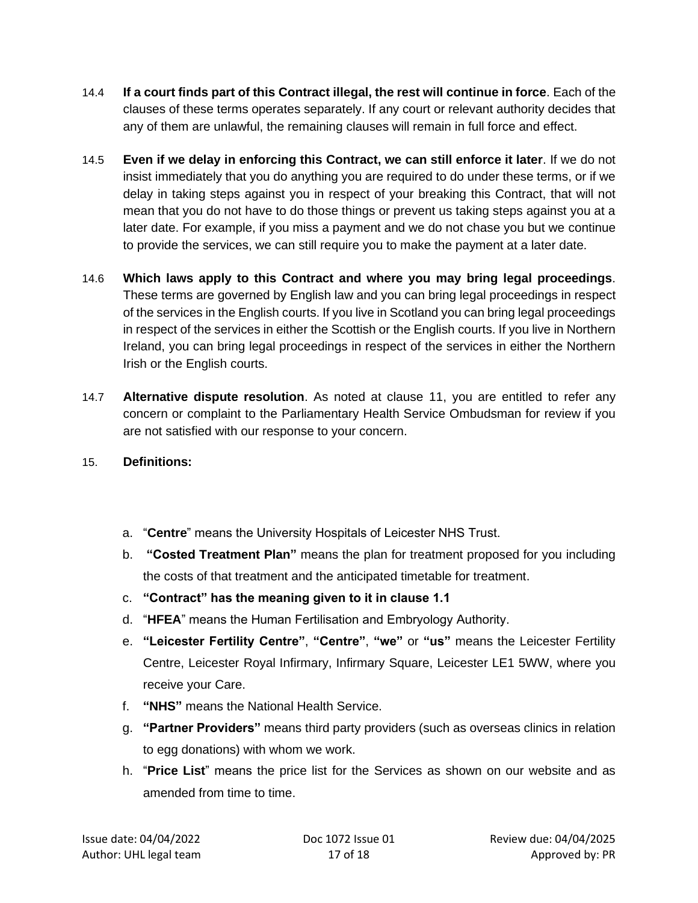14.4 **If a court finds part of this Contract illegal, the rest will continue in force**. Each of the clauses of these terms operates separately. If any court or relevant authority decides that any of them are unlawful, the remaining clauses will remain in full force and effect.

14.5 **Even if we delay in enforcing this Contract, we can still enforce it later**. If we do not insist immediately that you do anything you are required to do under these terms, or if we delay in taking steps against you in respect of your breaking this Contract, that will not mean that you do not have to do those things or prevent us taking steps against you at a later date. For example, if you miss a payment and we do not chase you but we continue to provide the services, we can still require you to make the payment at a later date.

14.6 **Which laws apply to this Contract and where you may bring legal proceedings**. These terms are governed by English law and you can bring legal proceedings in respect of the services in the English courts. If you live in Scotland you can bring legal proceedings in respect of the services in either the Scottish or the English courts. If you live in Northern Ireland, you can bring legal proceedings in respect of the services in either the Northern Irish or the English courts.

14.7 **Alternative dispute resolution**. As noted at clause 11, you are entitled to refer any concern or complaint to the Parliamentary Health Service Ombudsman for review if you are not satisfied with our response to your concern.

15. **Definitions:**

a. "**Centre**" means the University Hospitals of Leicester NHS Trust.

b. **"Costed Treatment Plan"** means the plan for treatment proposed for you including the costs of that treatment and the anticipated timetable for treatment.

c. **"Contract" has the meaning given to it in clause 1.1**

d. "**HFEA**" means the Human Fertilisation and Embryology Authority.

e. **"Leicester Fertility Centre"**, **"Centre"**, **"we"** or **"us"** means the Leicester Fertility Centre, Leicester Royal Infirmary, Infirmary Square, Leicester LE1 5WW, where you receive your Care.

f. **"NHS"** means the National Health Service.

g. **"Partner Providers"** means third party providers (such as overseas clinics in relation to egg donations) with whom we work.

h. "**Price List**" means the price list for the Services as shown on our website and as amended from time to time.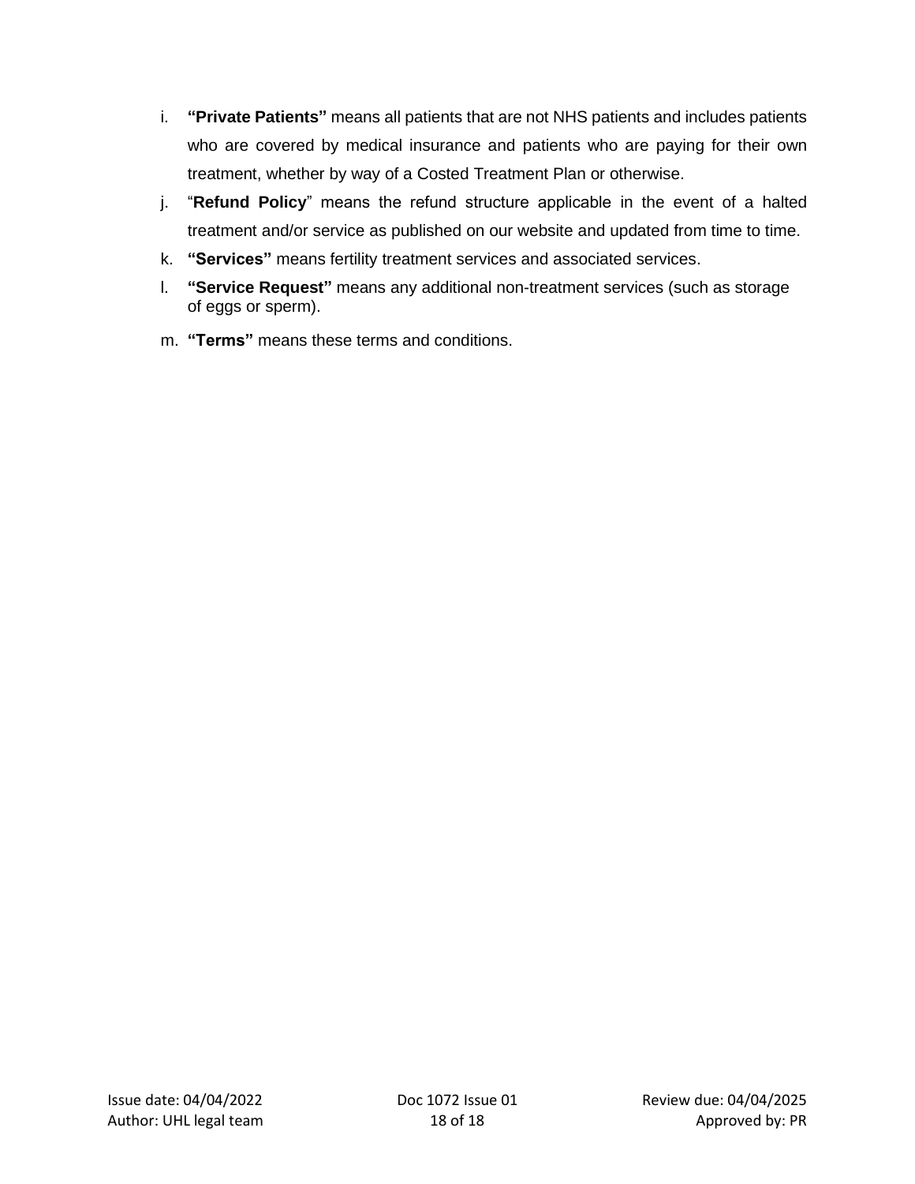i. **"Private Patients"** means all patients that are not NHS patients and includes patients who are covered by medical insurance and patients who are paying for their own treatment, whether by way of a Costed Treatment Plan or otherwise.

j. "**Refund Policy**" means the refund structure applicable in the event of a halted treatment and/or service as published on our website and updated from time to time.

k. **"Services"** means fertility treatment services and associated services.

l. **"Service Request"** means any additional non-treatment services (such as storage of eggs or sperm).

m. **"Terms"** means these terms and conditions.